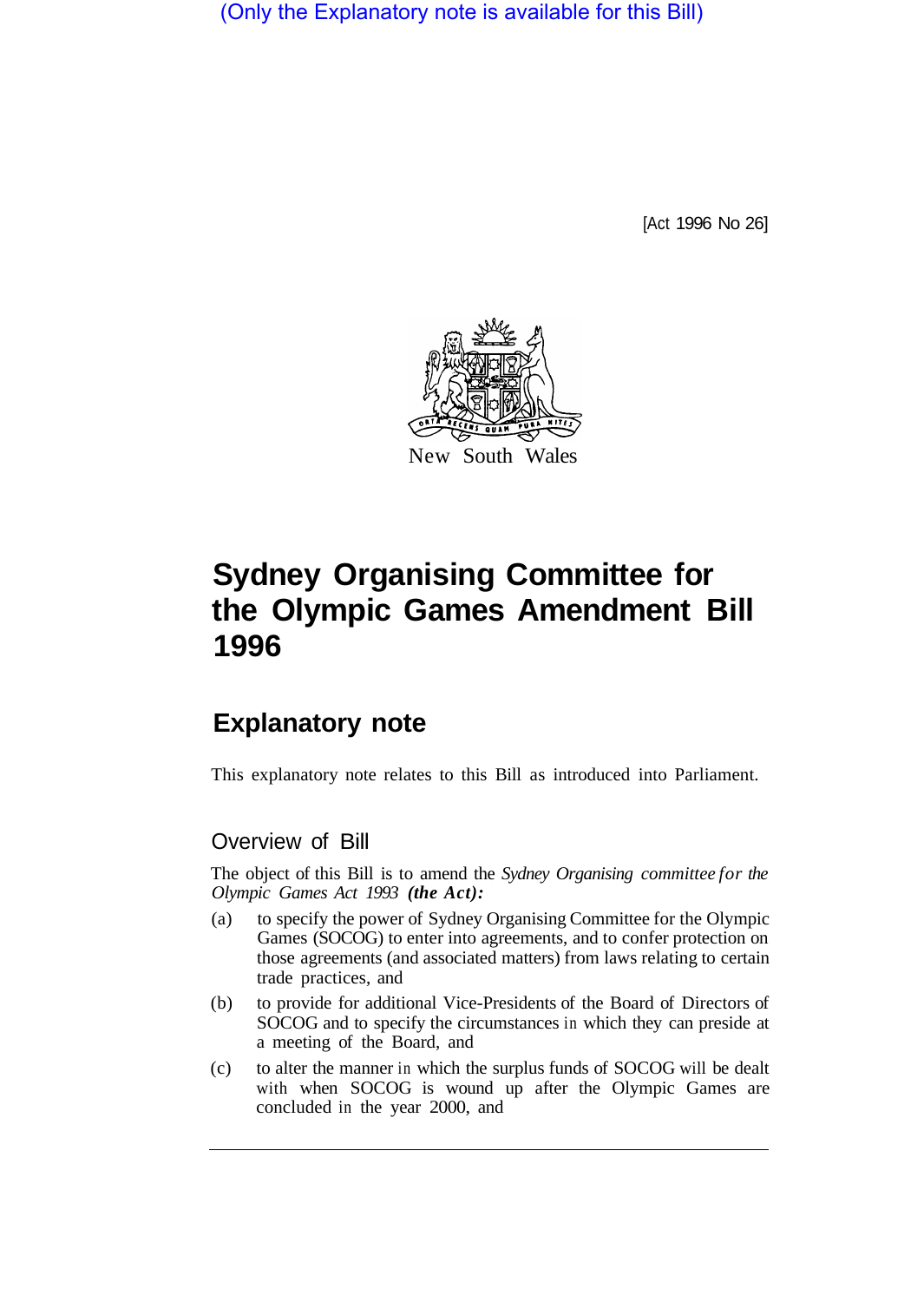(Only the Explanatory note is available for this Bill)

[Act 1996 No 26]

New South Wales

# Sydney Organising Committee for the Olympic Games Amendment Bill 1996

## Explanatory note

This explanatory note relates to this Bill as introduced into Parliament.

### Overview of Bill

The object of this Bill is to amend the *Sydney Organising committee for the Olympic Games Act 1993* ***(the Act):***

(a) to specify the power of Sydney Organising Committee for the Olympic Games (SOCOG) to enter into agreements, and to confer protection on those agreements (and associated matters) from laws relating to certain trade practices, and

(b) to provide for additional Vice-Presidents of the Board of Directors of SOCOG and to specify the circumstances in which they can preside at a meeting of the Board, and

(c) to alter the manner in which the surplus funds of SOCOG will be dealt with when SOCOG is wound up after the Olympic Games are concluded in the year 2000, and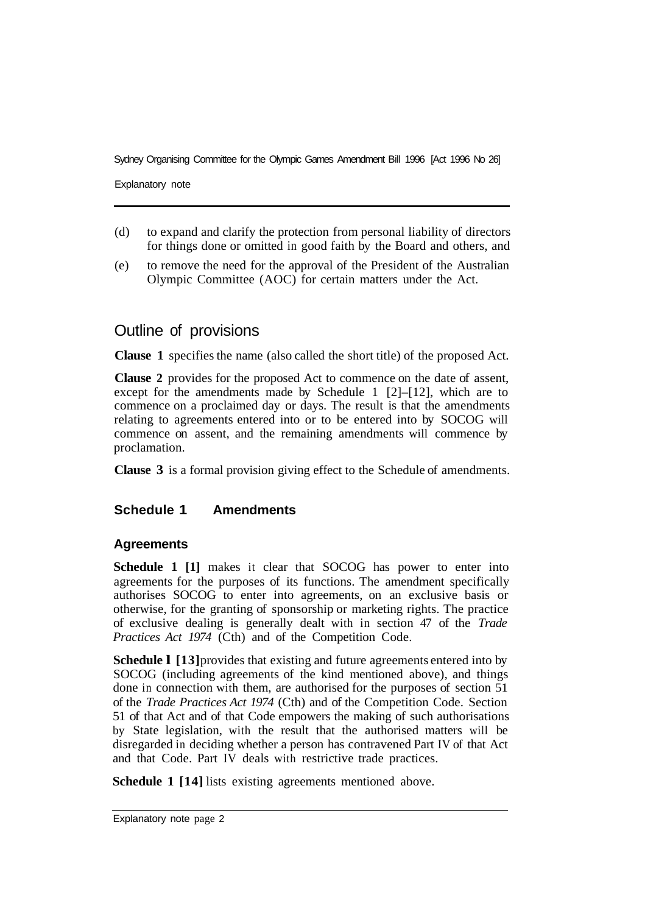(d) to expand and clarify the protection from personal liability of directors for things done or omitted in good faith by the Board and others, and

(e) to remove the need for the approval of the President of the Australian Olympic Committee (AOC) for certain matters under the Act.

## Outline of provisions

**Clause 1** specifies the name (also called the short title) of the proposed Act.

**Clause 2** provides for the proposed Act to commence on the date of assent, except for the amendments made by Schedule 1 [2]–[12], which are to commence on a proclaimed day or days. The result is that the amendments relating to agreements entered into or to be entered into by SOCOG will commence on assent, and the remaining amendments will commence by proclamation.

**Clause 3** is a formal provision giving effect to the Schedule of amendments.

### Schedule 1 Amendments

#### Agreements

**Schedule 1 [1]** makes it clear that SOCOG has power to enter into agreements for the purposes of its functions. The amendment specifically authorises SOCOG to enter into agreements, on an exclusive basis or otherwise, for the granting of sponsorship or marketing rights. The practice of exclusive dealing is generally dealt with in section 47 of the *Trade Practices Act 1974* (Cth) and of the Competition Code.

**Schedule 1 [13]** provides that existing and future agreements entered into by SOCOG (including agreements of the kind mentioned above), and things done in connection with them, are authorised for the purposes of section 51 of the *Trade Practices Act 1974* (Cth) and of the Competition Code. Section 51 of that Act and of that Code empowers the making of such authorisations by State legislation, with the result that the authorised matters will be disregarded in deciding whether a person has contravened Part IV of that Act and that Code. Part IV deals with restrictive trade practices.

**Schedule 1 [14]** lists existing agreements mentioned above.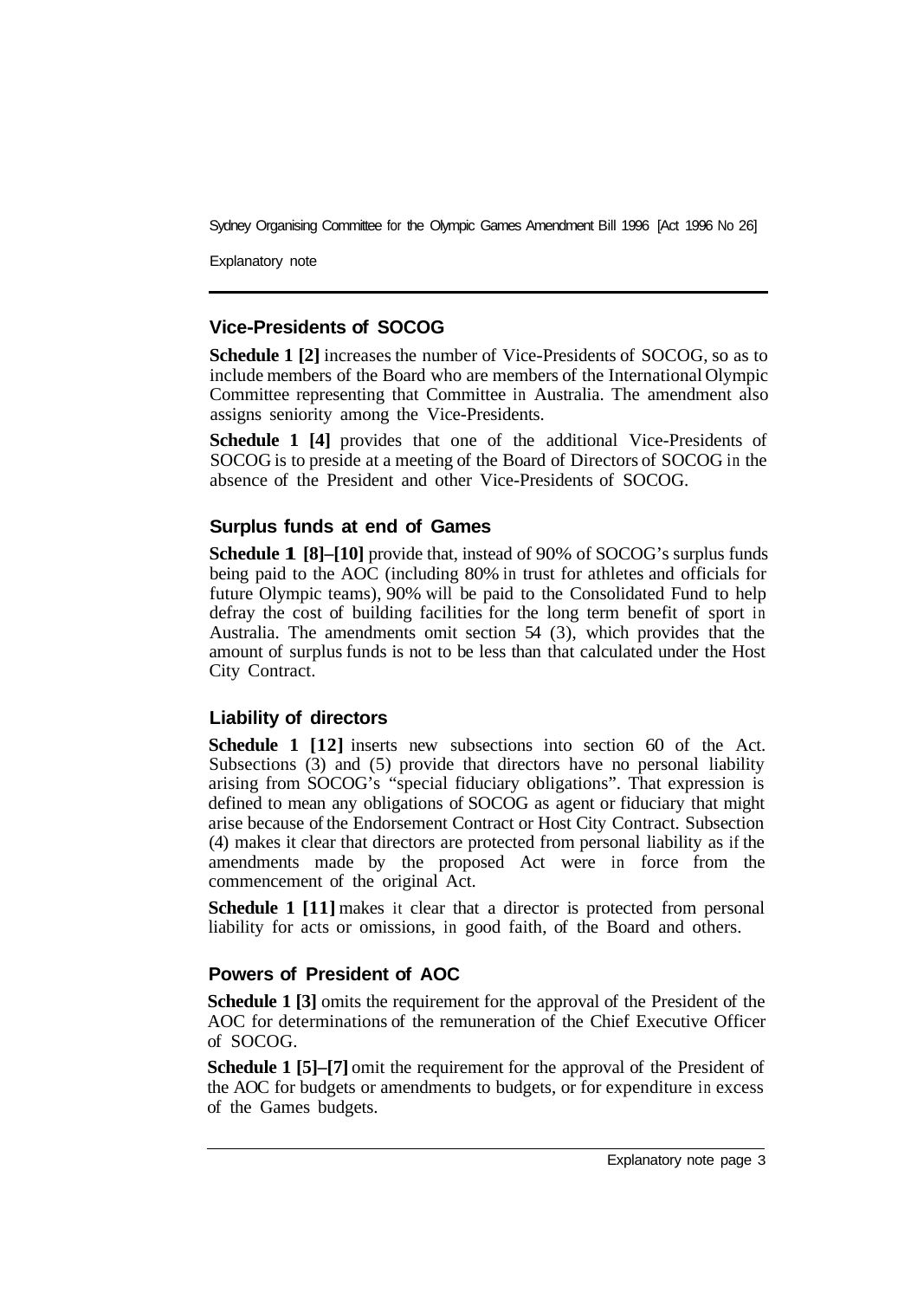### Vice-Presidents of SOCOG

**Schedule 1 [2]** increases the number of Vice-Presidents of SOCOG, so as to include members of the Board who are members of the International Olympic Committee representing that Committee in Australia. The amendment also assigns seniority among the Vice-Presidents.

**Schedule 1 [4]** provides that one of the additional Vice-Presidents of SOCOG is to preside at a meeting of the Board of Directors of SOCOG in the absence of the President and other Vice-Presidents of SOCOG.

### Surplus funds at end of Games

**Schedule 1 [8]–[10]** provide that, instead of 90% of SOCOG's surplus funds being paid to the AOC (including 80% in trust for athletes and officials for future Olympic teams), 90% will be paid to the Consolidated Fund to help defray the cost of building facilities for the long term benefit of sport in Australia. The amendments omit section 54 (3), which provides that the amount of surplus funds is not to be less than that calculated under the Host City Contract.

### Liability of directors

**Schedule 1 [12]** inserts new subsections into section 60 of the Act. Subsections (3) and (5) provide that directors have no personal liability arising from SOCOG's "special fiduciary obligations". That expression is defined to mean any obligations of SOCOG as agent or fiduciary that might arise because of the Endorsement Contract or Host City Contract. Subsection (4) makes it clear that directors are protected from personal liability as if the amendments made by the proposed Act were in force from the commencement of the original Act.

**Schedule 1 [11]** makes it clear that a director is protected from personal liability for acts or omissions, in good faith, of the Board and others.

### Powers of President of AOC

**Schedule 1 [3]** omits the requirement for the approval of the President of the AOC for determinations of the remuneration of the Chief Executive Officer of SOCOG.

**Schedule 1 [5]–[7]** omit the requirement for the approval of the President of the AOC for budgets or amendments to budgets, or for expenditure in excess of the Games budgets.